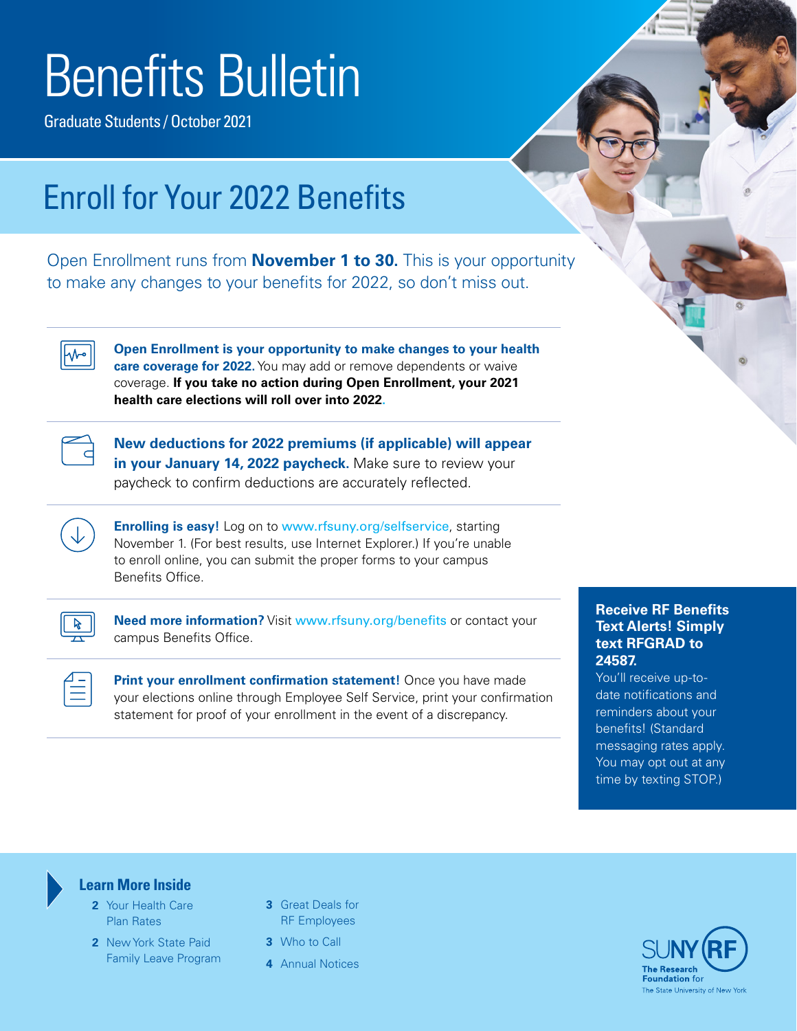# Benefits Bulletin

Graduate Students / October 2021

## Enroll for Your 2022 Benefits

Open Enrollment runs from **November 1 to 30.** This is your opportunity to make any changes to your benefits for 2022, so don't miss out.

**Open Enrollment is your opportunity to make changes to your health care coverage for 2022.** You may add or remove dependents or waive coverage. **If you take no action during Open Enrollment, your 2021 health care elections will roll over into 2022.**

**New deductions for 2022 premiums (if applicable) will appear in your January 14, 2022 paycheck.** Make sure to review your paycheck to confirm deductions are accurately reflected.

**Enrolling is easy!** Log on to www.rfsuny.org/selfservice, starting November 1. (For best results, use Internet Explorer.) If you're unable to enroll online, you can submit the proper forms to your campus Benefits Office.

**Need more information?** Visit www.rfsuny.org/benefits or contact your campus Benefits Office.

**Print your enrollment confirmation statement!** Once you have made your elections online through Employee Self Service, print your confirmation statement for proof of your enrollment in the event of a discrepancy.

**Receive RF Benefits Text Alerts! Simply text RFGRAD to 24587.**
You'll receive up-to-date notifications and reminders about your benefits! (Standard messaging rates apply. You may opt out at any time by texting STOP.)

### Learn More Inside

- **2** Your Health Care Plan Rates
- **2** New York State Paid Family Leave Program
- **3** Great Deals for RF Employees
- **3** Who to Call
- **4** Annual Notices

SUNY RF
The Research Foundation for The State University of New York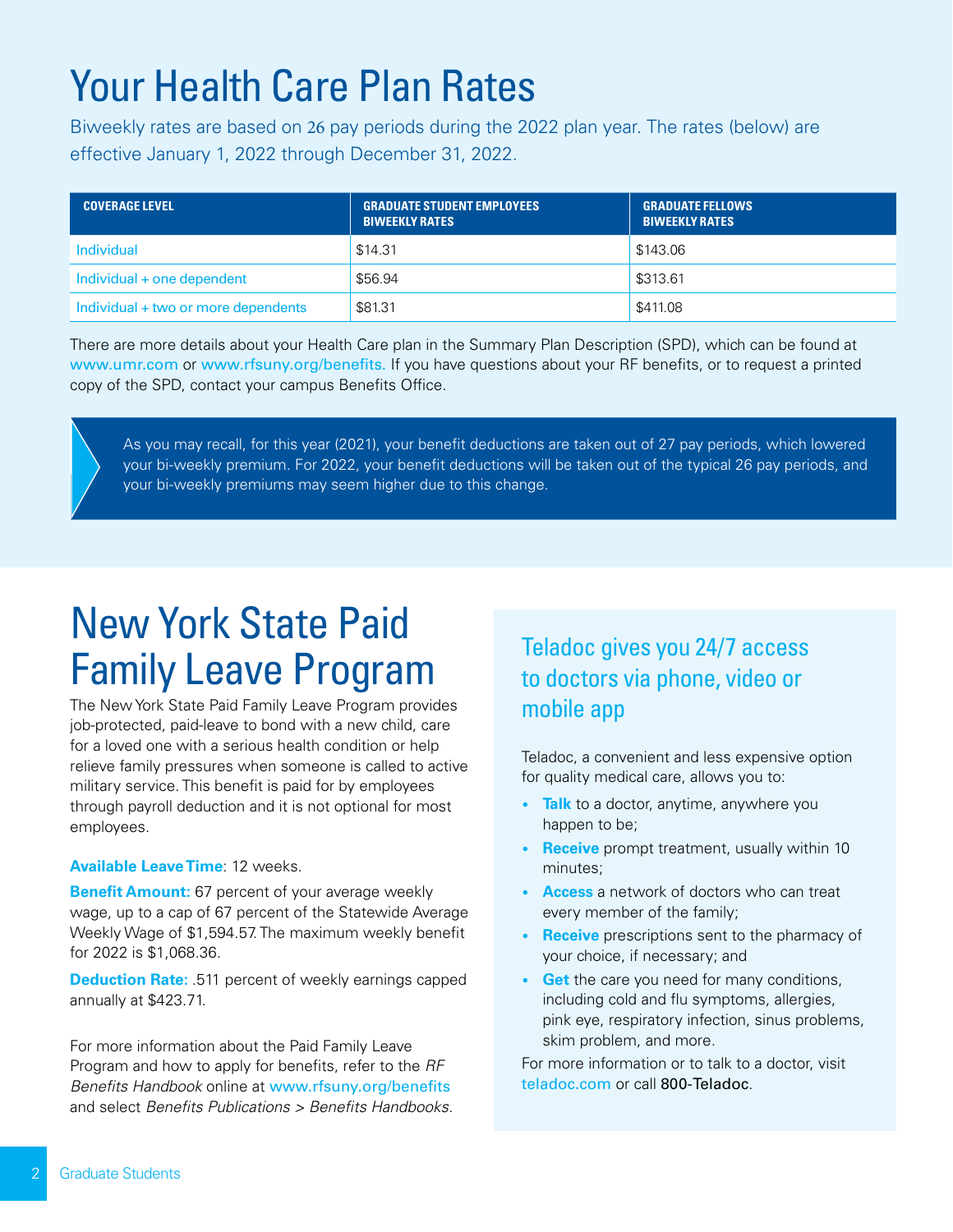# Your Health Care Plan Rates

Biweekly rates are based on 26 pay periods during the 2022 plan year. The rates (below) are effective January 1, 2022 through December 31, 2022.

| COVERAGE LEVEL | GRADUATE STUDENT EMPLOYEES BIWEEKLY RATES | GRADUATE FELLOWS BIWEEKLY RATES |
|---|---|---|
| Individual | $14.31 | $143.06 |
| Individual + one dependent | $56.94 | $313.61 |
| Individual + two or more dependents | $81.31 | $411.08 |

There are more details about your Health Care plan in the Summary Plan Description (SPD), which can be found at www.umr.com or www.rfsuny.org/benefits. If you have questions about your RF benefits, or to request a printed copy of the SPD, contact your campus Benefits Office.

As you may recall, for this year (2021), your benefit deductions are taken out of 27 pay periods, which lowered your bi-weekly premium. For 2022, your benefit deductions will be taken out of the typical 26 pay periods, and your bi-weekly premiums may seem higher due to this change.

# New York State Paid Family Leave Program

The New York State Paid Family Leave Program provides job-protected, paid-leave to bond with a new child, care for a loved one with a serious health condition or help relieve family pressures when someone is called to active military service. This benefit is paid for by employees through payroll deduction and it is not optional for most employees.

**Available Leave Time**: 12 weeks.

**Benefit Amount:** 67 percent of your average weekly wage, up to a cap of 67 percent of the Statewide Average Weekly Wage of $1,594.57. The maximum weekly benefit for 2022 is $1,068.36.

**Deduction Rate:** .511 percent of weekly earnings capped annually at $423.71.

For more information about the Paid Family Leave Program and how to apply for benefits, refer to the *RF Benefits Handbook* online at www.rfsuny.org/benefits and select *Benefits Publications > Benefits Handbooks*.

## Teladoc gives you 24/7 access to doctors via phone, video or mobile app

Teladoc, a convenient and less expensive option for quality medical care, allows you to:

- **Talk** to a doctor, anytime, anywhere you happen to be;
- **Receive** prompt treatment, usually within 10 minutes;
- **Access** a network of doctors who can treat every member of the family;
- **Receive** prescriptions sent to the pharmacy of your choice, if necessary; and
- **Get** the care you need for many conditions, including cold and flu symptoms, allergies, pink eye, respiratory infection, sinus problems, skim problem, and more.

For more information or to talk to a doctor, visit teladoc.com or call 800-Teladoc.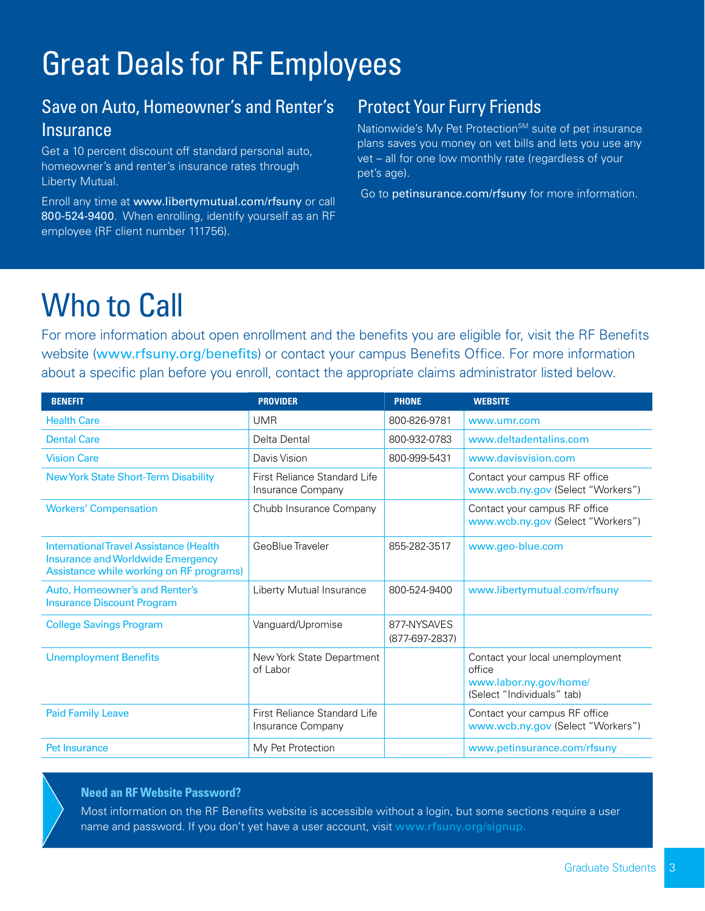# Great Deals for RF Employees

## Save on Auto, Homeowner's and Renter's Insurance

Get a 10 percent discount off standard personal auto, homeowner's and renter's insurance rates through Liberty Mutual.

Enroll any time at **www.libertymutual.com/rfsuny** or call **800-524-9400**. When enrolling, identify yourself as an RF employee (RF client number 111756).

## Protect Your Furry Friends

Nationwide's My Pet Protection[SM] suite of pet insurance plans saves you money on vet bills and lets you use any vet – all for one low monthly rate (regardless of your pet's age).

Go to **petinsurance.com/rfsuny** for more information.

# Who to Call

For more information about open enrollment and the benefits you are eligible for, visit the RF Benefits website (www.rfsuny.org/benefits) or contact your campus Benefits Office. For more information about a specific plan before you enroll, contact the appropriate claims administrator listed below.

| BENEFIT | PROVIDER | PHONE | WEBSITE |
|---|---|---|---|
| Health Care | UMR | 800-826-9781 | www.umr.com |
| Dental Care | Delta Dental | 800-932-0783 | www.deltadentalins.com |
| Vision Care | Davis Vision | 800-999-5431 | www.davisvision.com |
| New York State Short-Term Disability | First Reliance Standard Life Insurance Company | | Contact your campus RF office www.wcb.ny.gov (Select "Workers") |
| Workers' Compensation | Chubb Insurance Company | | Contact your campus RF office www.wcb.ny.gov (Select "Workers") |
| International Travel Assistance (Health Insurance and Worldwide Emergency Assistance while working on RF programs) | GeoBlue Traveler | 855-282-3517 | www.geo-blue.com |
| Auto, Homeowner's and Renter's Insurance Discount Program | Liberty Mutual Insurance | 800-524-9400 | www.libertymutual.com/rfsuny |
| College Savings Program | Vanguard/Upromise | 877-NYSAVES (877-697-2837) | |
| Unemployment Benefits | New York State Department of Labor | | Contact your local unemployment office www.labor.ny.gov/home/ (Select "Individuals" tab) |
| Paid Family Leave | First Reliance Standard Life Insurance Company | | Contact your campus RF office www.wcb.ny.gov (Select "Workers") |
| Pet Insurance | My Pet Protection | | www.petinsurance.com/rfsuny |

**Need an RF Website Password?**

Most information on the RF Benefits website is accessible without a login, but some sections require a user name and password. If you don't yet have a user account, visit www.rfsuny.org/signup.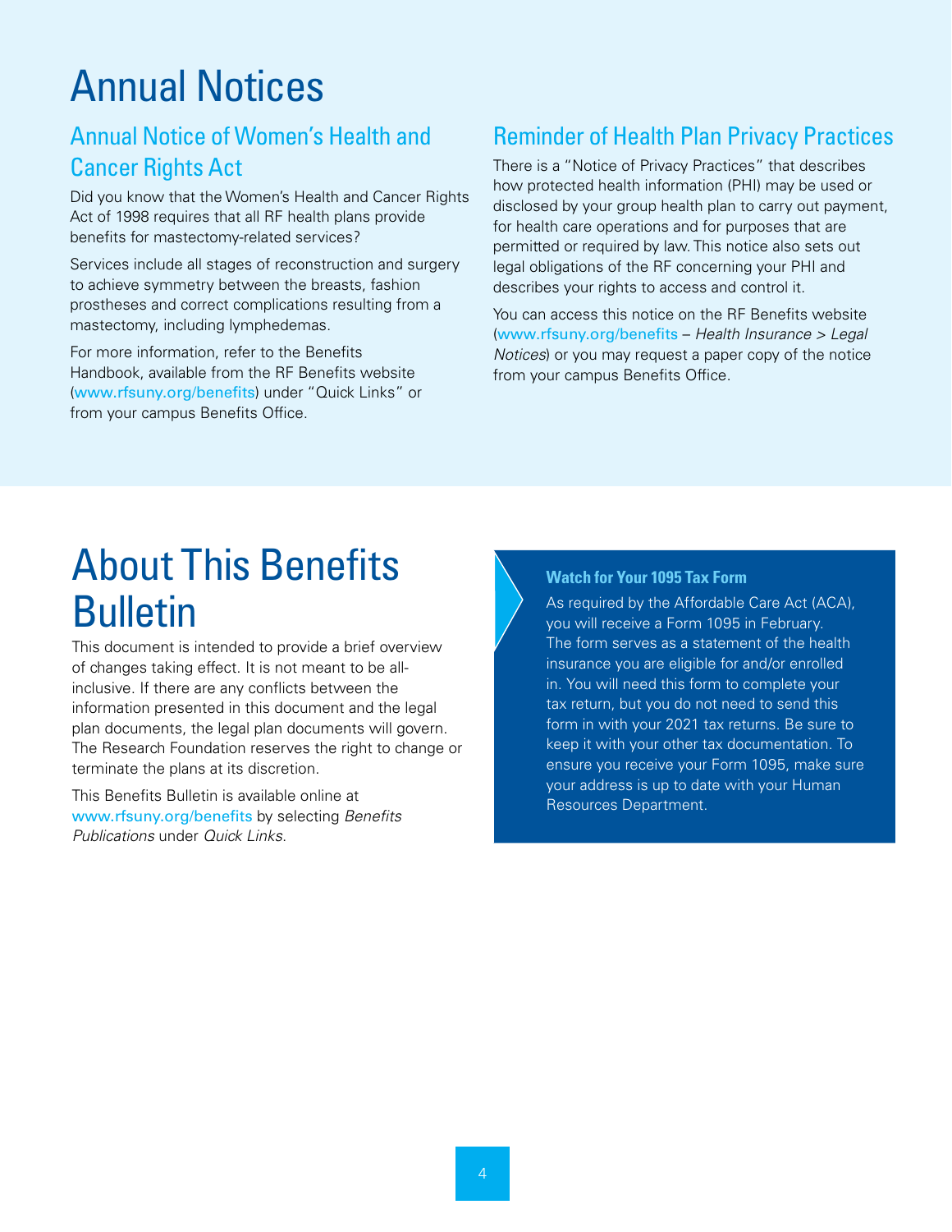# Annual Notices

## Annual Notice of Women's Health and Cancer Rights Act

Did you know that the Women's Health and Cancer Rights Act of 1998 requires that all RF health plans provide benefits for mastectomy-related services?

Services include all stages of reconstruction and surgery to achieve symmetry between the breasts, fashion prostheses and correct complications resulting from a mastectomy, including lymphedemas.

For more information, refer to the Benefits Handbook, available from the RF Benefits website (www.rfsuny.org/benefits) under "Quick Links" or from your campus Benefits Office.

## Reminder of Health Plan Privacy Practices

There is a "Notice of Privacy Practices" that describes how protected health information (PHI) may be used or disclosed by your group health plan to carry out payment, for health care operations and for purposes that are permitted or required by law. This notice also sets out legal obligations of the RF concerning your PHI and describes your rights to access and control it.

You can access this notice on the RF Benefits website (www.rfsuny.org/benefits – *Health Insurance > Legal Notices*) or you may request a paper copy of the notice from your campus Benefits Office.

# About This Benefits Bulletin

This document is intended to provide a brief overview of changes taking effect. It is not meant to be all-inclusive. If there are any conflicts between the information presented in this document and the legal plan documents, the legal plan documents will govern. The Research Foundation reserves the right to change or terminate the plans at its discretion.

This Benefits Bulletin is available online at www.rfsuny.org/benefits by selecting *Benefits Publications* under *Quick Links*.

**Watch for Your 1095 Tax Form**

As required by the Affordable Care Act (ACA), you will receive a Form 1095 in February. The form serves as a statement of the health insurance you are eligible for and/or enrolled in. You will need this form to complete your tax return, but you do not need to send this form in with your 2021 tax returns. Be sure to keep it with your other tax documentation. To ensure you receive your Form 1095, make sure your address is up to date with your Human Resources Department.